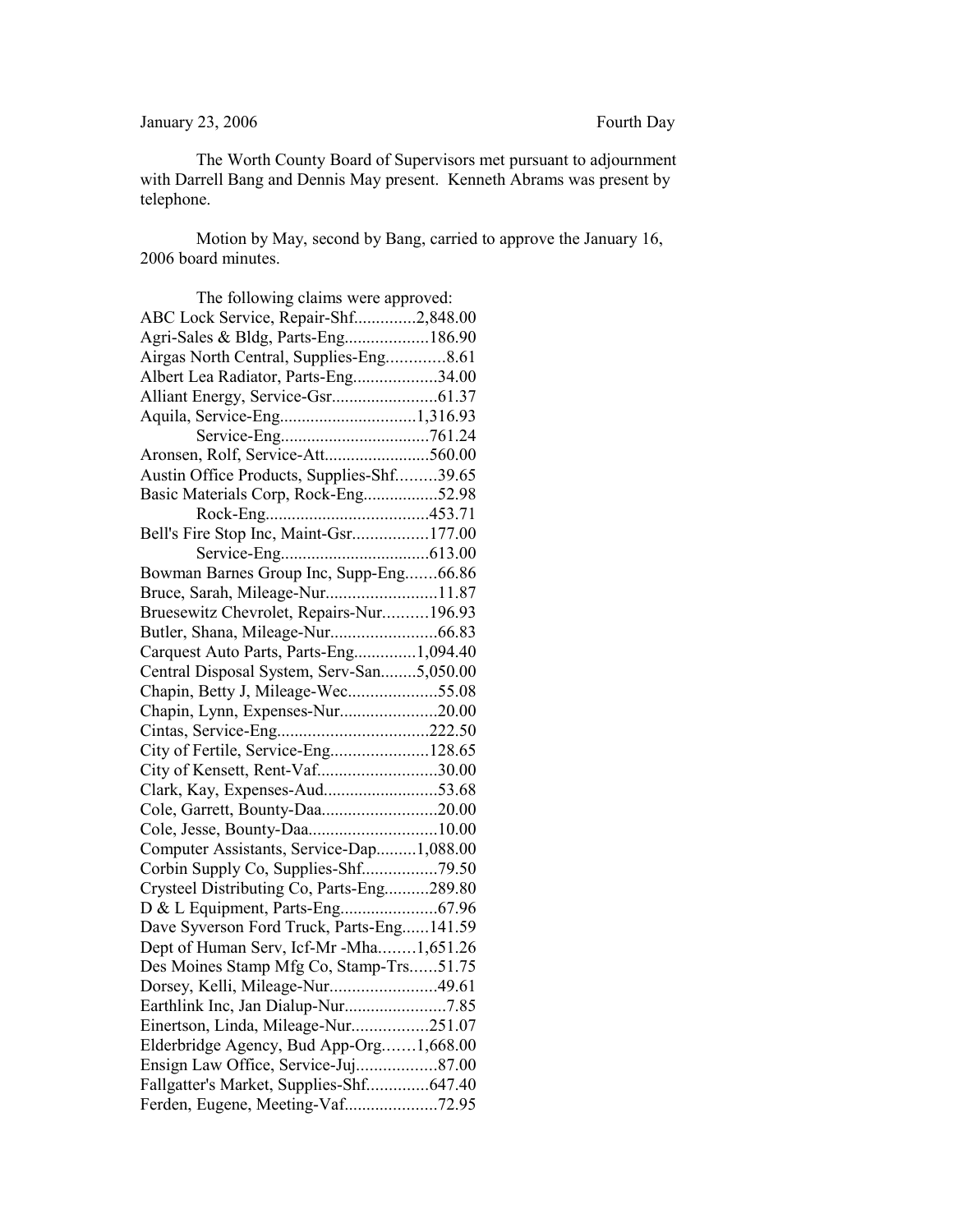January 23, 2006 Fourth Day

The Worth County Board of Supervisors met pursuant to adjournment with Darrell Bang and Dennis May present. Kenneth Abrams was present by telephone.

Motion by May, second by Bang, carried to approve the January 16, 2006 board minutes.

The following claims were approved:

ABC Lock Service, Repair-Shf..............2,848.00
Agri-Sales & Bldg, Parts-Eng...................186.90
Airgas North Central, Supplies-Eng.............8.61
Albert Lea Radiator, Parts-Eng...................34.00
Alliant Energy, Service-Gsr........................61.37
Aquila, Service-Eng...............................1,316.93
Service-Eng.................................761.24
Aronsen, Rolf, Service-Att........................560.00
Austin Office Products, Supplies-Shf.........39.65
Basic Materials Corp, Rock-Eng.................52.98
Rock-Eng....................................453.71
Bell's Fire Stop Inc, Maint-Gsr.................177.00
Service-Eng.................................613.00
Bowman Barnes Group Inc, Supp-Eng.......66.86
Bruce, Sarah, Mileage-Nur.........................11.87
Bruesewitz Chevrolet, Repairs-Nur..........196.93
Butler, Shana, Mileage-Nur........................66.83
Carquest Auto Parts, Parts-Eng..............1,094.40
Central Disposal System, Serv-San........5,050.00
Chapin, Betty J, Mileage-Wec....................55.08
Chapin, Lynn, Expenses-Nur......................20.00
Cintas, Service-Eng..................................222.50
City of Fertile, Service-Eng......................128.65
City of Kensett, Rent-Vaf...........................30.00
Clark, Kay, Expenses-Aud..........................53.68
Cole, Garrett, Bounty-Daa..........................20.00
Cole, Jesse, Bounty-Daa.............................10.00
Computer Assistants, Service-Dap.........1,088.00
Corbin Supply Co, Supplies-Shf.................79.50
Crysteel Distributing Co, Parts-Eng..........289.80
D & L Equipment, Parts-Eng......................67.96
Dave Syverson Ford Truck, Parts-Eng......141.59
Dept of Human Serv, Icf-Mr -Mha........1,651.26
Des Moines Stamp Mfg Co, Stamp-Trs......51.75
Dorsey, Kelli, Mileage-Nur........................49.61
Earthlink Inc, Jan Dialup-Nur.......................7.85
Einertson, Linda, Mileage-Nur.................251.07
Elderbridge Agency, Bud App-Org.......1,668.00
Ensign Law Office, Service-Juj..................87.00
Fallgatter's Market, Supplies-Shf..............647.40
Ferden, Eugene, Meeting-Vaf.....................72.95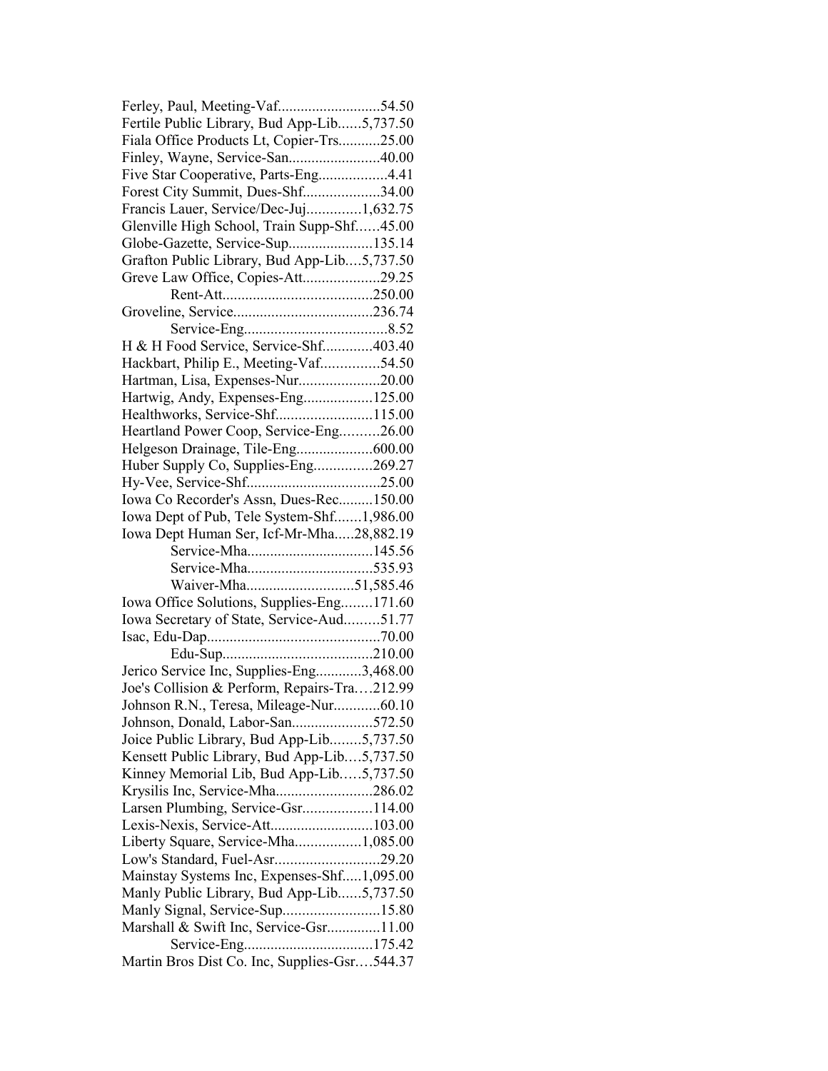Ferley, Paul, Meeting-Vaf..........................54.50
Fertile Public Library, Bud App-Lib......5,737.50
Fiala Office Products Lt, Copier-Trs...........25.00
Finley, Wayne, Service-San........................40.00
Five Star Cooperative, Parts-Eng..................4.41
Forest City Summit, Dues-Shf....................34.00
Francis Lauer, Service/Dec-Juj..............1,632.75
Glenville High School, Train Supp-Shf......45.00
Globe-Gazette, Service-Sup......................135.14
Grafton Public Library, Bud App-Lib....5,737.50
Greve Law Office, Copies-Att....................29.25
Rent-Att......................................250.00
Groveline, Service....................................236.74
Service-Eng.....................................8.52
H & H Food Service, Service-Shf.............403.40
Hackbart, Philip E., Meeting-Vaf...............54.50
Hartman, Lisa, Expenses-Nur.....................20.00
Hartwig, Andy, Expenses-Eng..................125.00
Healthworks, Service-Shf.........................115.00
Heartland Power Coop, Service-Eng..........26.00
Helgeson Drainage, Tile-Eng....................600.00
Huber Supply Co, Supplies-Eng...............269.27
Hy-Vee, Service-Shf..................................25.00
Iowa Co Recorder's Assn, Dues-Rec.........150.00
Iowa Dept of Pub, Tele System-Shf.......1,986.00
Iowa Dept Human Ser, Icf-Mr-Mha.....28,882.19
Service-Mha................................145.56
Service-Mha................................535.93
Waiver-Mha...........................51,585.46
Iowa Office Solutions, Supplies-Eng........171.60
Iowa Secretary of State, Service-Aud.........51.77
Isac, Edu-Dap............................................70.00
Edu-Sup.......................................210.00
Jerico Service Inc, Supplies-Eng............3,468.00
Joe's Collision & Perform, Repairs-Tra....212.99
Johnson R.N., Teresa, Mileage-Nur............60.10
Johnson, Donald, Labor-San.....................572.50
Joice Public Library, Bud App-Lib........5,737.50
Kensett Public Library, Bud App-Lib....5,737.50
Kinney Memorial Lib, Bud App-Lib.....5,737.50
Krysilis Inc, Service-Mha.........................286.02
Larsen Plumbing, Service-Gsr..................114.00
Lexis-Nexis, Service-Att...........................103.00
Liberty Square, Service-Mha.................1,085.00
Low's Standard, Fuel-Asr...........................29.20
Mainstay Systems Inc, Expenses-Shf.....1,095.00
Manly Public Library, Bud App-Lib......5,737.50
Manly Signal, Service-Sup.........................15.80
Marshall & Swift Inc, Service-Gsr.............11.00
Service-Eng.................................175.42
Martin Bros Dist Co. Inc, Supplies-Gsr....544.37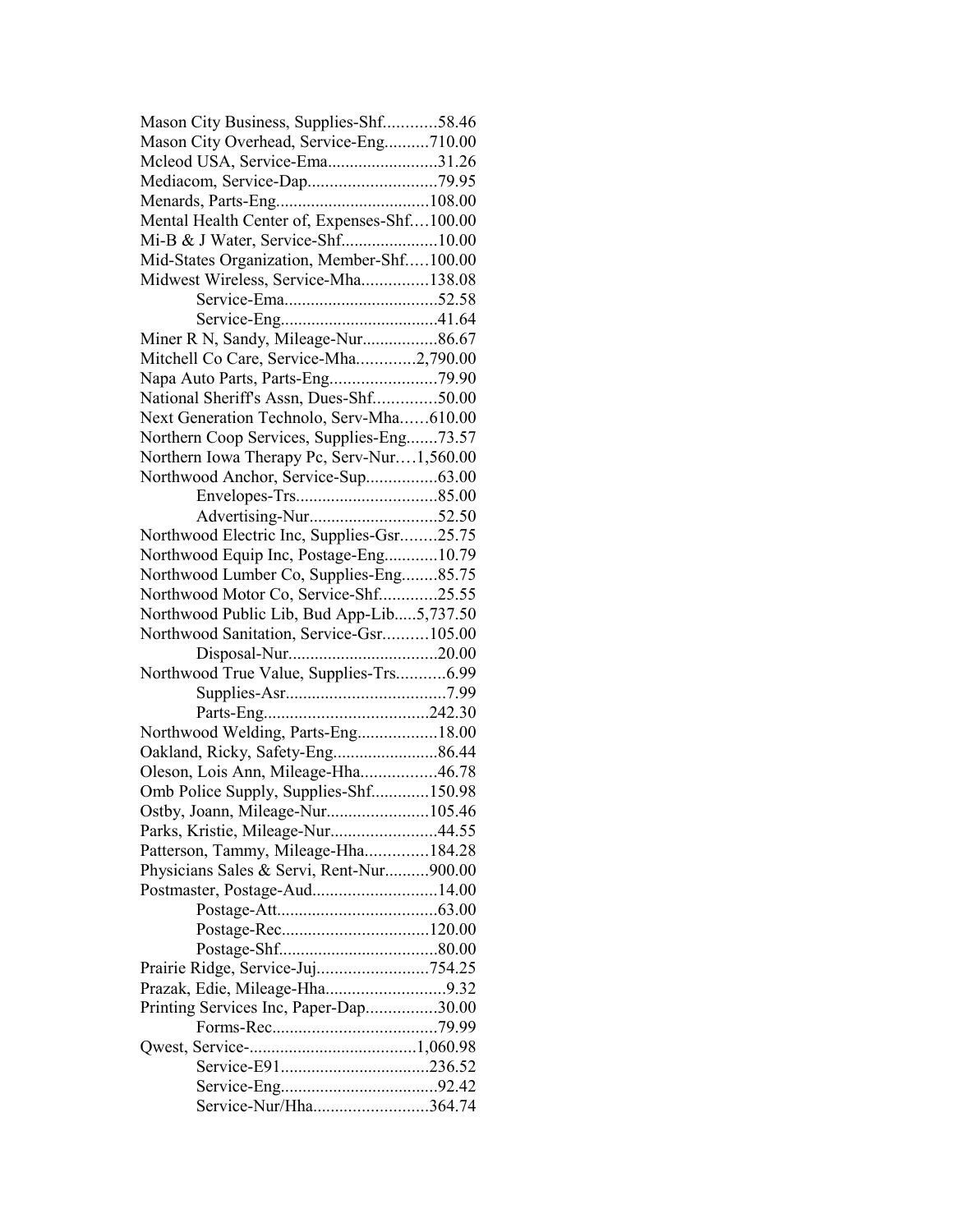Mason City Business, Supplies-Shf............58.46
Mason City Overhead, Service-Eng..........710.00
Mcleod USA, Service-Ema.........................31.26
Mediacom, Service-Dap.............................79.95
Menards, Parts-Eng..................................108.00
Mental Health Center of, Expenses-Shf....100.00
Mi-B & J Water, Service-Shf......................10.00
Mid-States Organization, Member-Shf.....100.00
Midwest Wireless, Service-Mha...............138.08
Service-Ema..................................52.58
Service-Eng...................................41.64
Miner R N, Sandy, Mileage-Nur.................86.67
Mitchell Co Care, Service-Mha.............2,790.00
Napa Auto Parts, Parts-Eng........................79.90
National Sheriff's Assn, Dues-Shf..............50.00
Next Generation Technolo, Serv-Mha......610.00
Northern Coop Services, Supplies-Eng.......73.57
Northern Iowa Therapy Pc, Serv-Nur....1,560.00
Northwood Anchor, Service-Sup................63.00
Envelopes-Trs................................85.00
Advertising-Nur.............................52.50
Northwood Electric Inc, Supplies-Gsr........25.75
Northwood Equip Inc, Postage-Eng............10.79
Northwood Lumber Co, Supplies-Eng........85.75
Northwood Motor Co, Service-Shf.............25.55
Northwood Public Lib, Bud App-Lib.....5,737.50
Northwood Sanitation, Service-Gsr..........105.00
Disposal-Nur..................................20.00
Northwood True Value, Supplies-Trs...........6.99
Supplies-Asr....................................7.99
Parts-Eng.....................................242.30
Northwood Welding, Parts-Eng..................18.00
Oakland, Ricky, Safety-Eng........................86.44
Oleson, Lois Ann, Mileage-Hha.................46.78
Omb Police Supply, Supplies-Shf.............150.98
Ostby, Joann, Mileage-Nur.......................105.46
Parks, Kristie, Mileage-Nur........................44.55
Patterson, Tammy, Mileage-Hha..............184.28
Physicians Sales & Servi, Rent-Nur..........900.00
Postmaster, Postage-Aud............................14.00
Postage-Att....................................63.00
Postage-Rec.................................120.00
Postage-Shf...................................80.00
Prairie Ridge, Service-Juj.........................754.25
Prazak, Edie, Mileage-Hha...........................9.32
Printing Services Inc, Paper-Dap................30.00
Forms-Rec.....................................79.99
Qwest, Service-......................................1,060.98
Service-E91..................................236.52
Service-Eng...................................92.42
Service-Nur/Hha..........................364.74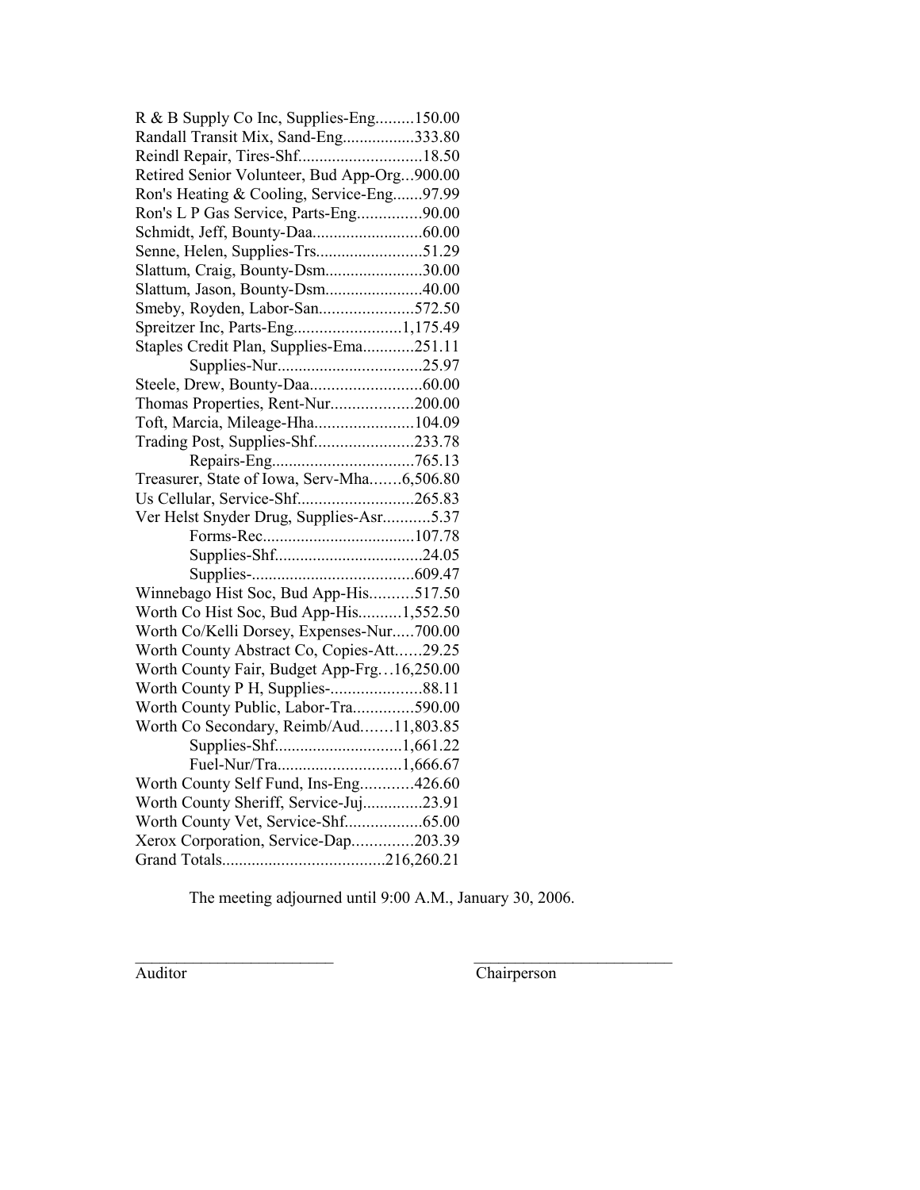R & B Supply Co Inc, Supplies-Eng.........150.00
Randall Transit Mix, Sand-Eng.................333.80
Reindl Repair, Tires-Shf.............................18.50
Retired Senior Volunteer, Bud App-Org...900.00
Ron's Heating & Cooling, Service-Eng.......97.99
Ron's L P Gas Service, Parts-Eng...............90.00
Schmidt, Jeff, Bounty-Daa..........................60.00
Senne, Helen, Supplies-Trs.........................51.29
Slattum, Craig, Bounty-Dsm.......................30.00
Slattum, Jason, Bounty-Dsm.......................40.00
Smeby, Royden, Labor-San......................572.50
Spreitzer Inc, Parts-Eng.........................1,175.49
Staples Credit Plan, Supplies-Ema............251.11
Supplies-Nur..................................25.97
Steele, Drew, Bounty-Daa..........................60.00
Thomas Properties, Rent-Nur...................200.00
Toft, Marcia, Mileage-Hha.......................104.09
Trading Post, Supplies-Shf.......................233.78
Repairs-Eng.................................765.13
Treasurer, State of Iowa, Serv-Mha.......6,506.80
Us Cellular, Service-Shf...........................265.83
Ver Helst Snyder Drug, Supplies-Asr...........5.37
Forms-Rec....................................107.78
Supplies-Shf..................................24.05
Supplies-......................................609.47
Winnebago Hist Soc, Bud App-His..........517.50
Worth Co Hist Soc, Bud App-His..........1,552.50
Worth Co/Kelli Dorsey, Expenses-Nur.....700.00
Worth County Abstract Co, Copies-Att......29.25
Worth County Fair, Budget App-Frg…16,250.00
Worth County P H, Supplies-.....................88.11
Worth County Public, Labor-Tra.............590.00
Worth Co Secondary, Reimb/Aud.......11,803.85
Supplies-Shf.............................1,661.22
Fuel-Nur/Tra.............................1,666.67
Worth County Self Fund, Ins-Eng............426.60
Worth County Sheriff, Service-Juj..............23.91
Worth County Vet, Service-Shf..................65.00
Xerox Corporation, Service-Dap..............203.39
Grand Totals.....................................216,260.21

The meeting adjourned until 9:00 A.M., January 30, 2006.

\_\_\_\_\_\_\_\_\_\_\_\_\_\_\_\_\_\_\_\_\_\_\_\_\_ \_\_\_\_\_\_\_\_\_\_\_\_\_\_\_\_\_\_\_\_\_\_\_\_\_

Auditor Chairperson